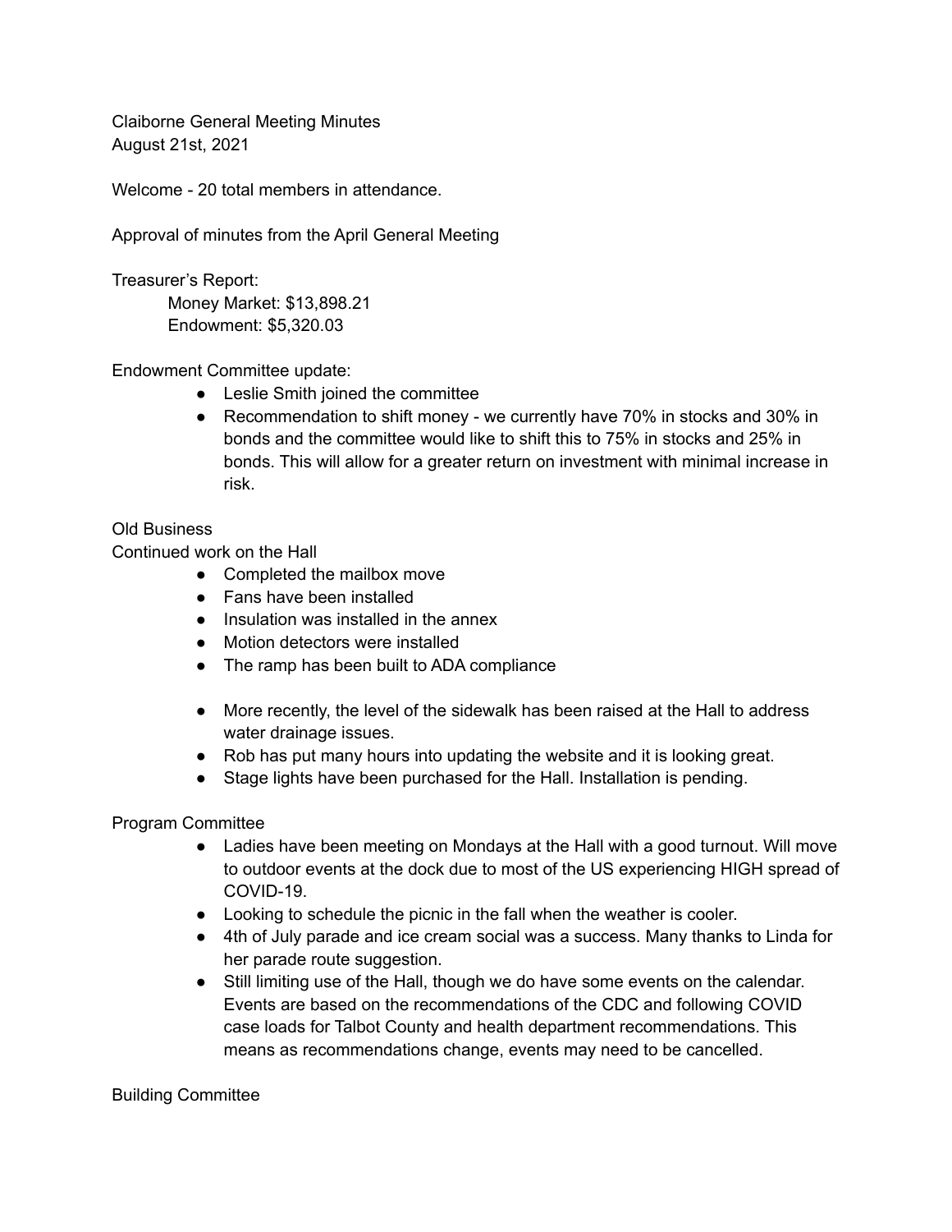Claiborne General Meeting Minutes
August 21st, 2021

Welcome - 20 total members in attendance.

Approval of minutes from the April General Meeting

Treasurer's Report:

Money Market: $13,898.21
Endowment: $5,320.03

Endowment Committee update:

- Leslie Smith joined the committee
- Recommendation to shift money - we currently have 70% in stocks and 30% in bonds and the committee would like to shift this to 75% in stocks and 25% in bonds. This will allow for a greater return on investment with minimal increase in risk.

Old Business

Continued work on the Hall

- Completed the mailbox move
- Fans have been installed
- Insulation was installed in the annex
- Motion detectors were installed
- The ramp has been built to ADA compliance

- More recently, the level of the sidewalk has been raised at the Hall to address water drainage issues.
- Rob has put many hours into updating the website and it is looking great.
- Stage lights have been purchased for the Hall. Installation is pending.

Program Committee

- Ladies have been meeting on Mondays at the Hall with a good turnout. Will move to outdoor events at the dock due to most of the US experiencing HIGH spread of COVID-19.
- Looking to schedule the picnic in the fall when the weather is cooler.
- 4th of July parade and ice cream social was a success. Many thanks to Linda for her parade route suggestion.
- Still limiting use of the Hall, though we do have some events on the calendar. Events are based on the recommendations of the CDC and following COVID case loads for Talbot County and health department recommendations. This means as recommendations change, events may need to be cancelled.

Building Committee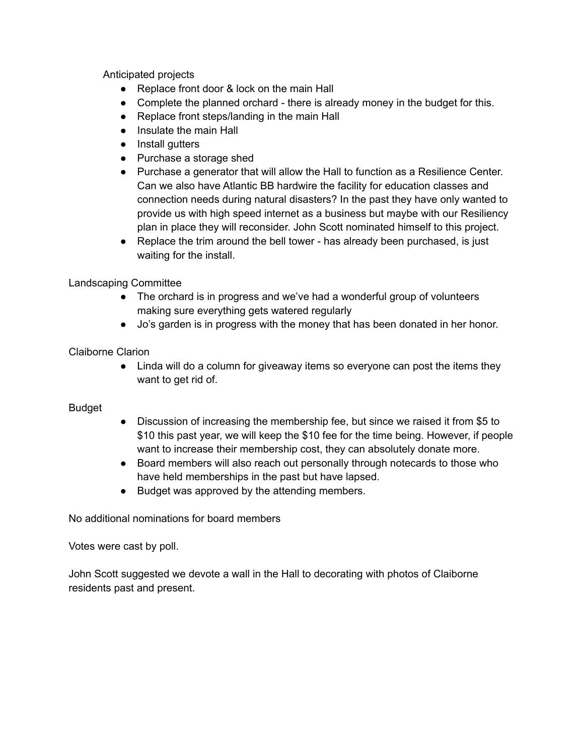Anticipated projects

- Replace front door & lock on the main Hall
- Complete the planned orchard - there is already money in the budget for this.
- Replace front steps/landing in the main Hall
- Insulate the main Hall
- Install gutters
- Purchase a storage shed
- Purchase a generator that will allow the Hall to function as a Resilience Center. Can we also have Atlantic BB hardwire the facility for education classes and connection needs during natural disasters? In the past they have only wanted to provide us with high speed internet as a business but maybe with our Resiliency plan in place they will reconsider. John Scott nominated himself to this project.
- Replace the trim around the bell tower - has already been purchased, is just waiting for the install.

Landscaping Committee

- The orchard is in progress and we've had a wonderful group of volunteers making sure everything gets watered regularly
- Jo's garden is in progress with the money that has been donated in her honor.

Claiborne Clarion

- Linda will do a column for giveaway items so everyone can post the items they want to get rid of.

Budget

- Discussion of increasing the membership fee, but since we raised it from $5 to $10 this past year, we will keep the $10 fee for the time being. However, if people want to increase their membership cost, they can absolutely donate more.
- Board members will also reach out personally through notecards to those who have held memberships in the past but have lapsed.
- Budget was approved by the attending members.

No additional nominations for board members

Votes were cast by poll.

John Scott suggested we devote a wall in the Hall to decorating with photos of Claiborne residents past and present.